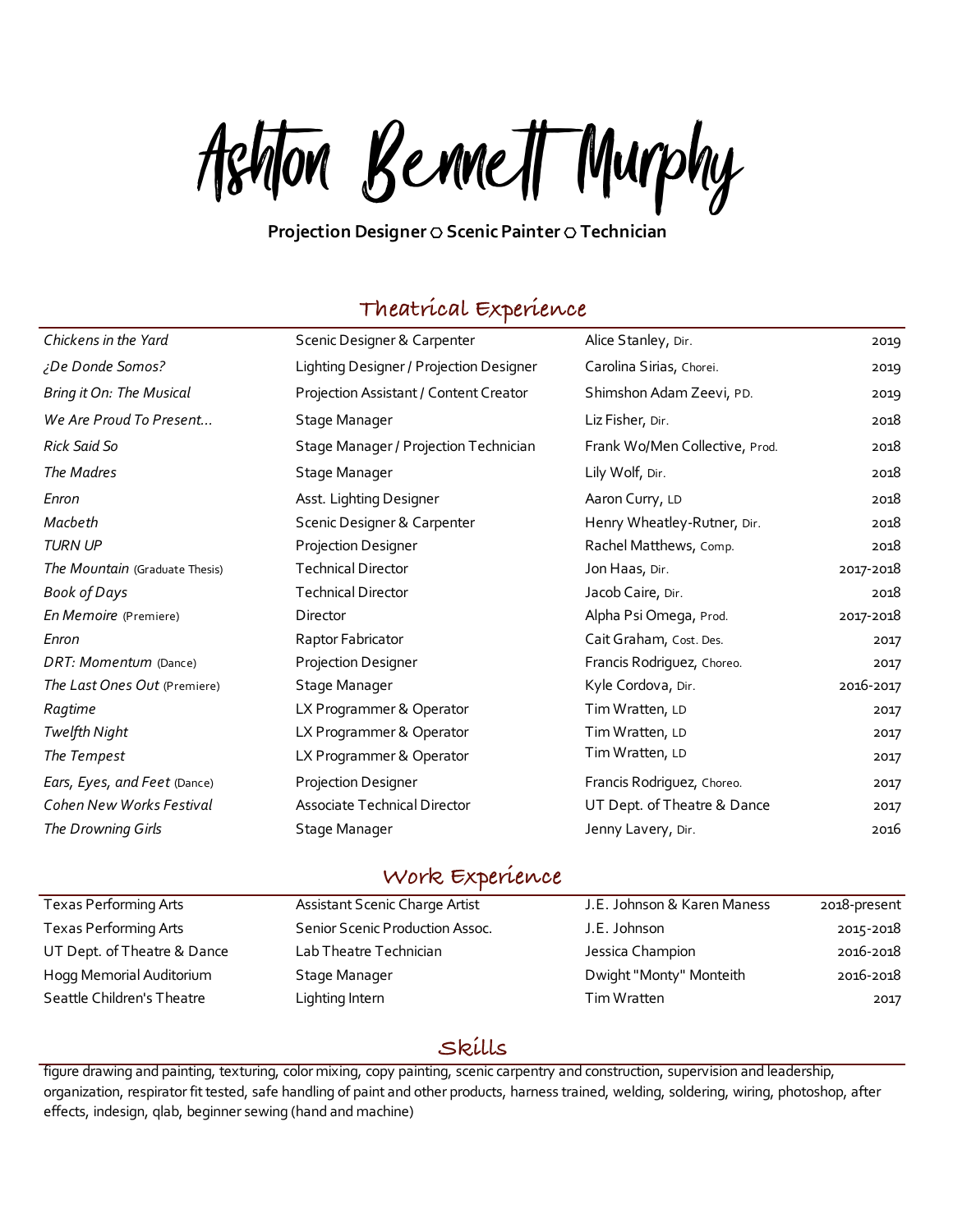# Ashton Bennett Murphy

**Projection Designer ○ Scenic Painter ○ Technician**

## Theatrical Experience

| | | | |
|---|---|---|---|
| *Chickens in the Yard* | Scenic Designer & Carpenter | Alice Stanley, Dir. | 2019 |
| *¿De Donde Somos?* | Lighting Designer / Projection Designer | Carolina Sirias, Chorei. | 2019 |
| *Bring it On: The Musical* | Projection Assistant / Content Creator | Shimshon Adam Zeevi, PD. | 2019 |
| *We Are Proud To Present…* | Stage Manager | Liz Fisher, Dir. | 2018 |
| *Rick Said So* | Stage Manager / Projection Technician | Frank Wo/Men Collective, Prod. | 2018 |
| *The Madres* | Stage Manager | Lily Wolf, Dir. | 2018 |
| *Enron* | Asst. Lighting Designer | Aaron Curry, LD | 2018 |
| *Macbeth* | Scenic Designer & Carpenter | Henry Wheatley-Rutner, Dir. | 2018 |
| *TURN UP* | Projection Designer | Rachel Matthews, Comp. | 2018 |
| *The Mountain* (Graduate Thesis) | Technical Director | Jon Haas, Dir. | 2017-2018 |
| *Book of Days* | Technical Director | Jacob Caire, Dir. | 2018 |
| *En Memoire* (Premiere) | Director | Alpha Psi Omega, Prod. | 2017-2018 |
| *Enron* | Raptor Fabricator | Cait Graham, Cost. Des. | 2017 |
| *DRT: Momentum* (Dance) | Projection Designer | Francis Rodriguez, Choreo. | 2017 |
| *The Last Ones Out* (Premiere) | Stage Manager | Kyle Cordova, Dir. | 2016-2017 |
| *Ragtime* | LX Programmer & Operator | Tim Wratten, LD | 2017 |
| *Twelfth Night* | LX Programmer & Operator | Tim Wratten, LD | 2017 |
| *The Tempest* | LX Programmer & Operator | Tim Wratten, LD | 2017 |
| *Ears, Eyes, and Feet* (Dance) | Projection Designer | Francis Rodriguez, Choreo. | 2017 |
| *Cohen New Works Festival* | Associate Technical Director | UT Dept. of Theatre & Dance | 2017 |
| *The Drowning Girls* | Stage Manager | Jenny Lavery, Dir. | 2016 |

## Work Experience

| | | | |
|---|---|---|---|
| Texas Performing Arts | Assistant Scenic Charge Artist | J.E. Johnson & Karen Maness | 2018-present |
| Texas Performing Arts | Senior Scenic Production Assoc. | J.E. Johnson | 2015-2018 |
| UT Dept. of Theatre & Dance | Lab Theatre Technician | Jessica Champion | 2016-2018 |
| Hogg Memorial Auditorium | Stage Manager | Dwight "Monty" Monteith | 2016-2018 |
| Seattle Children's Theatre | Lighting Intern | Tim Wratten | 2017 |

## Skills

figure drawing and painting, texturing, color mixing, copy painting, scenic carpentry and construction, supervision and leadership, organization, respirator fit tested, safe handling of paint and other products, harness trained, welding, soldering, wiring, photoshop, after effects, indesign, qlab, beginner sewing (hand and machine)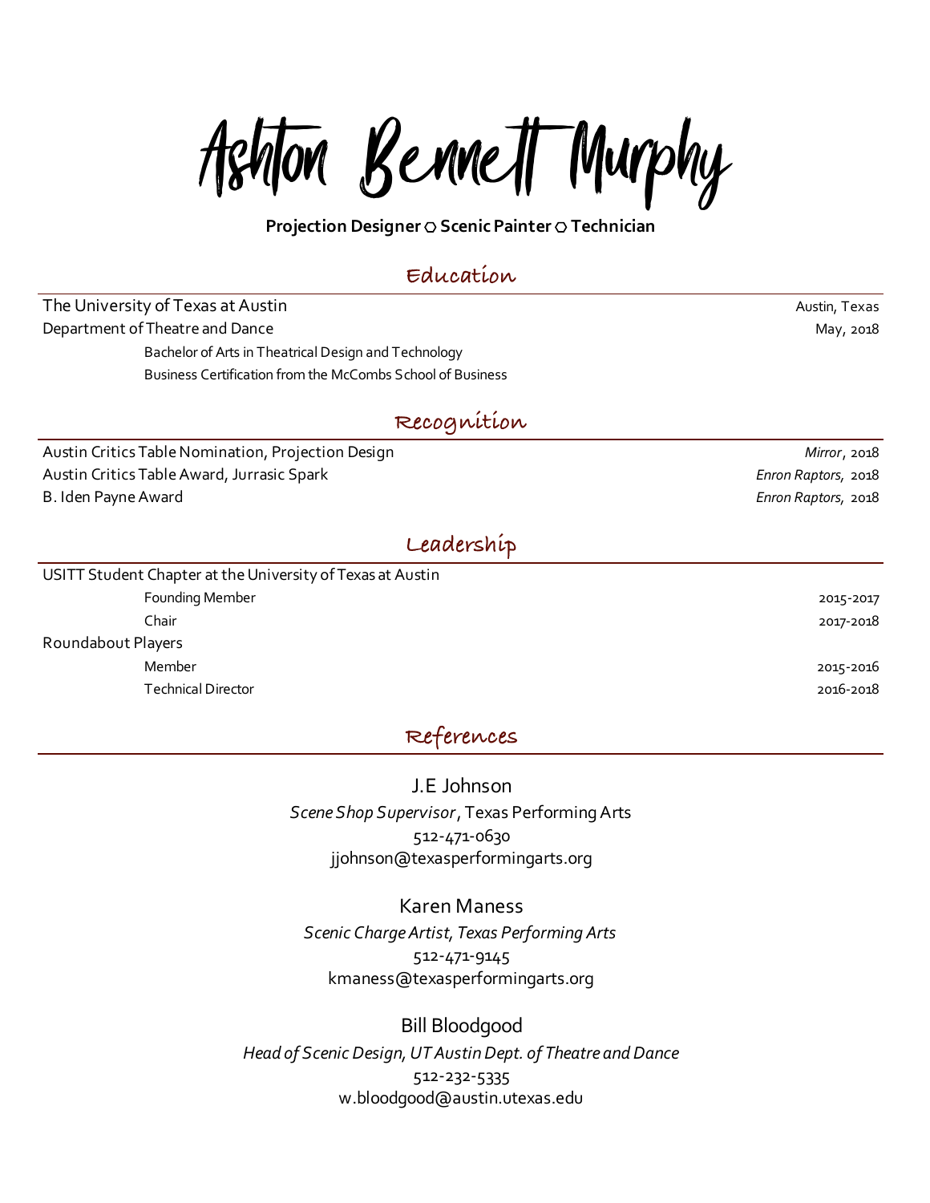# Ashton Bennett Murphy

**Projection Designer ○ Scenic Painter ○ Technician**

## Education

The University of Texas at Austin — Austin, Texas
Department of Theatre and Dance — May, 2018

- Bachelor of Arts in Theatrical Design and Technology
- Business Certification from the McCombs School of Business

## Recognition

Austin Critics Table Nomination, Projection Design — *Mirror*, 2018
Austin Critics Table Award, Jurrasic Spark — *Enron Raptors*, 2018
B. Iden Payne Award — *Enron Raptors*, 2018

## Leadership

USITT Student Chapter at the University of Texas at Austin

- Founding Member — 2015-2017
- Chair — 2017-2018

Roundabout Players

- Member — 2015-2016
- Technical Director — 2016-2018

## References

J.E Johnson
*Scene Shop Supervisor*, Texas Performing Arts
512-471-0630
jjohnson@texasperformingarts.org

Karen Maness
*Scenic Charge Artist, Texas Performing Arts*
512-471-9145
kmaness@texasperformingarts.org

Bill Bloodgood
*Head of Scenic Design, UT Austin Dept. of Theatre and Dance*
512-232-5335
w.bloodgood@austin.utexas.edu